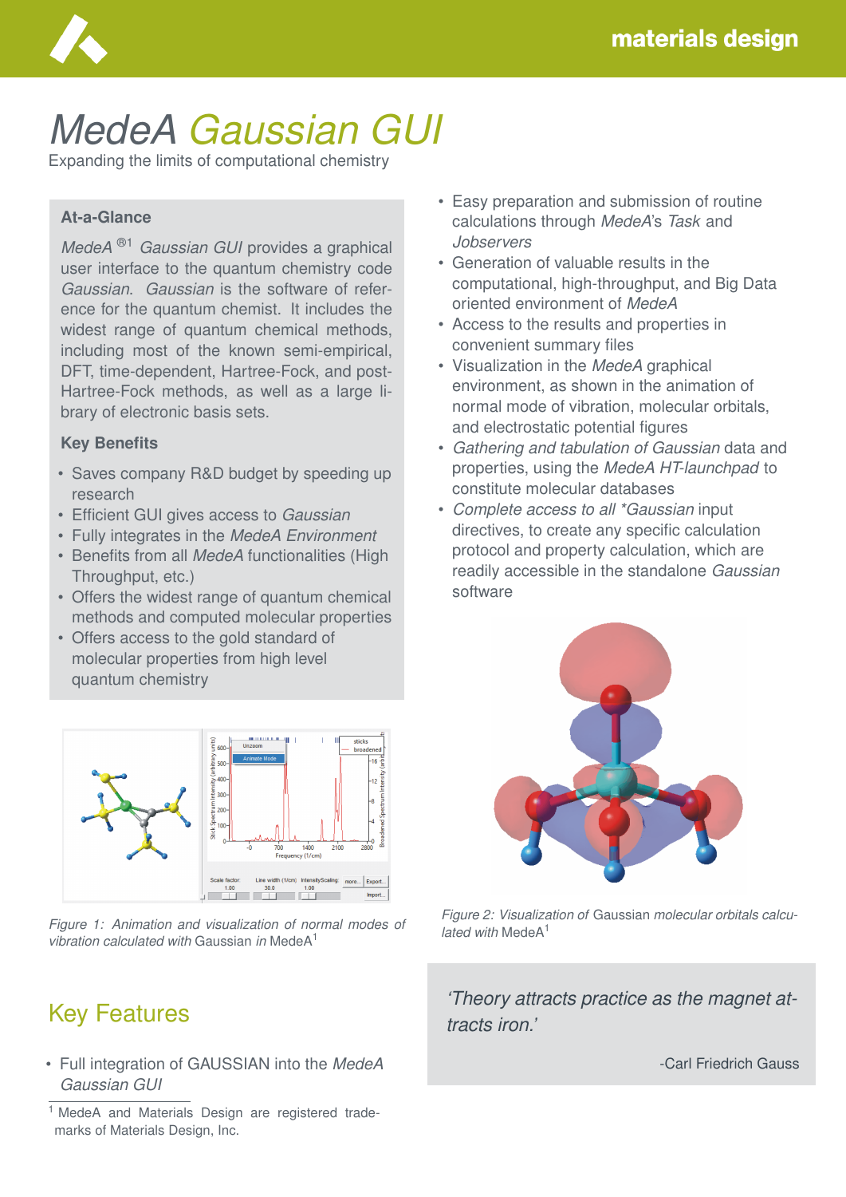# *MedeA* Gaussian GUI

Expanding the limits of computational chemistry

## At-a-Glance

*MedeA* ®[1] *Gaussian GUI* provides a graphical user interface to the quantum chemistry code *Gaussian*. *Gaussian* is the software of reference for the quantum chemist. It includes the widest range of quantum chemical methods, including most of the known semi-empirical, DFT, time-dependent, Hartree-Fock, and post-Hartree-Fock methods, as well as a large library of electronic basis sets.

## Key Benefits

- Saves company R&D budget by speeding up research
- Efficient GUI gives access to *Gaussian*
- Fully integrates in the *MedeA Environment*
- Benefits from all *MedeA* functionalities (High Throughput, etc.)
- Offers the widest range of quantum chemical methods and computed molecular properties
- Offers access to the gold standard of molecular properties from high level quantum chemistry

*Figure 1: Animation and visualization of normal modes of vibration calculated with* Gaussian *in* MedeA[1]

## Key Features

- Full integration of GAUSSIAN into the *MedeA Gaussian GUI*
- Easy preparation and submission of routine calculations through *MedeA*'s *Task* and *Jobservers*
- Generation of valuable results in the computational, high-throughput, and Big Data oriented environment of *MedeA*
- Access to the results and properties in convenient summary files
- Visualization in the *MedeA* graphical environment, as shown in the animation of normal mode of vibration, molecular orbitals, and electrostatic potential figures
- *Gathering and tabulation of Gaussian* data and properties, using the *MedeA HT-launchpad* to constitute molecular databases
- *Complete access to all *Gaussian* input directives, to create any specific calculation protocol and property calculation, which are readily accessible in the standalone *Gaussian* software

*Figure 2: Visualization of* Gaussian *molecular orbitals calculated with* MedeA[1]

*'Theory attracts practice as the magnet attracts iron.'*

-Carl Friedrich Gauss

[1] MedeA and Materials Design are registered trademarks of Materials Design, Inc.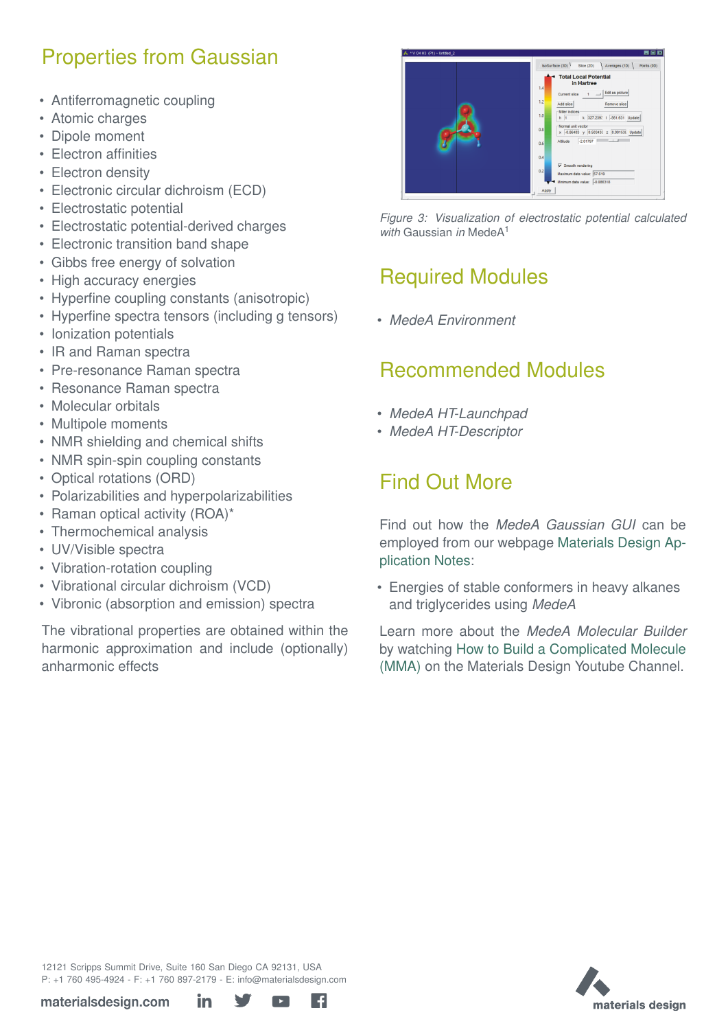## Properties from Gaussian

- Antiferromagnetic coupling
- Atomic charges
- Dipole moment
- Electron affinities
- Electron density
- Electronic circular dichroism (ECD)
- Electrostatic potential
- Electrostatic potential-derived charges
- Electronic transition band shape
- Gibbs free energy of solvation
- High accuracy energies
- Hyperfine coupling constants (anisotropic)
- Hyperfine spectra tensors (including g tensors)
- Ionization potentials
- IR and Raman spectra
- Pre-resonance Raman spectra
- Resonance Raman spectra
- Molecular orbitals
- Multipole moments
- NMR shielding and chemical shifts
- NMR spin-spin coupling constants
- Optical rotations (ORD)
- Polarizabilities and hyperpolarizabilities
- Raman optical activity (ROA)*
- Thermochemical analysis
- UV/Visible spectra
- Vibration-rotation coupling
- Vibrational circular dichroism (VCD)
- Vibronic (absorption and emission) spectra

The vibrational properties are obtained within the harmonic approximation and include (optionally) anharmonic effects

*Figure 3: Visualization of electrostatic potential calculated with* Gaussian *in* MedeA[1]

## Required Modules

- *MedeA Environment*

## Recommended Modules

- *MedeA HT-Launchpad*
- *MedeA HT-Descriptor*

## Find Out More

Find out how the *MedeA Gaussian GUI* can be employed from our webpage Materials Design Application Notes:

- Energies of stable conformers in heavy alkanes and triglycerides using *MedeA*

Learn more about the *MedeA Molecular Builder* by watching How to Build a Complicated Molecule (MMA) on the Materials Design Youtube Channel.

12121 Scripps Summit Drive, Suite 160 San Diego CA 92131, USA
P: +1 760 495-4924 - F: +1 760 897-2179 - E: info@materialsdesign.com

materialsdesign.com

materials design